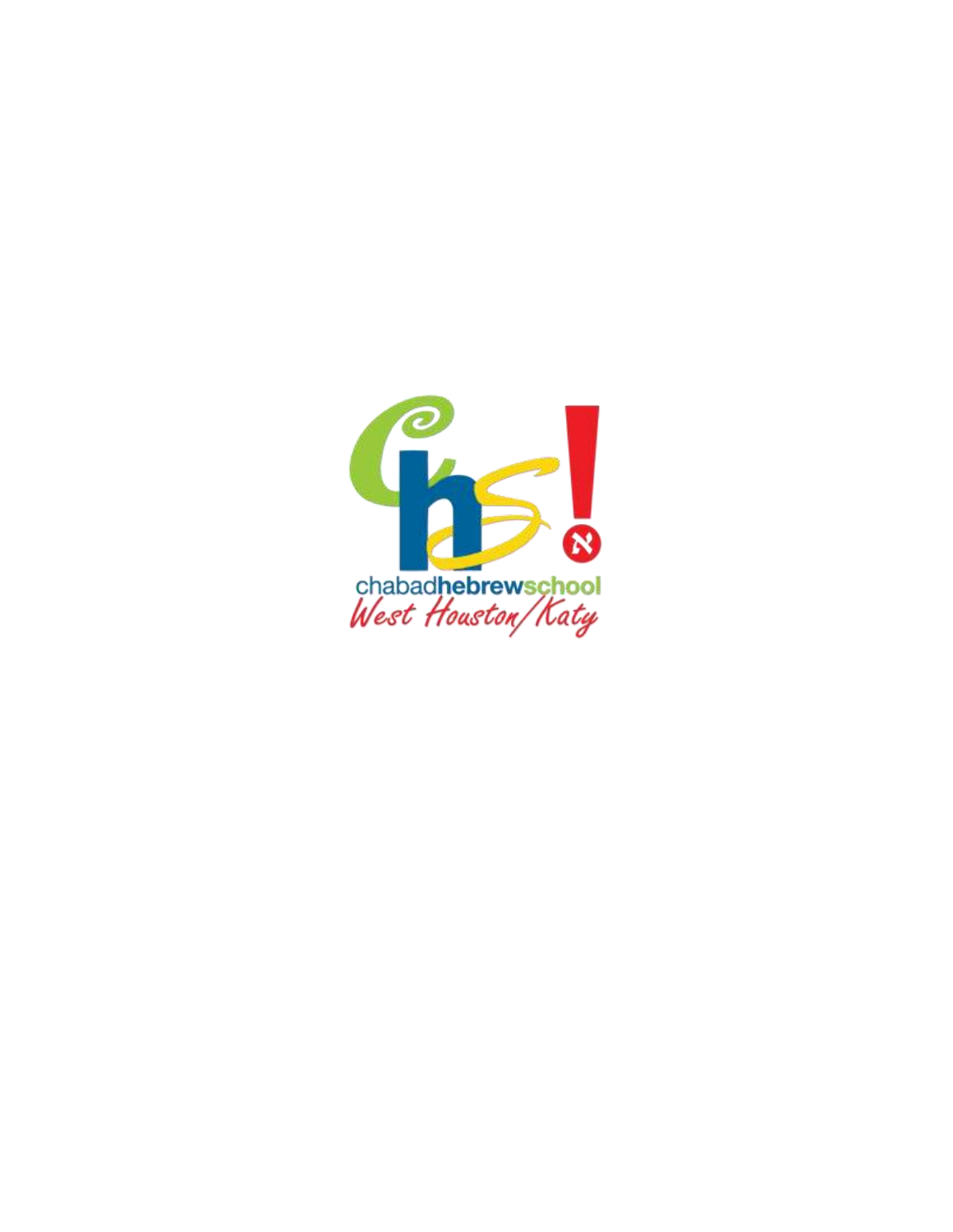chabadhebrewschool

West Houston/Katy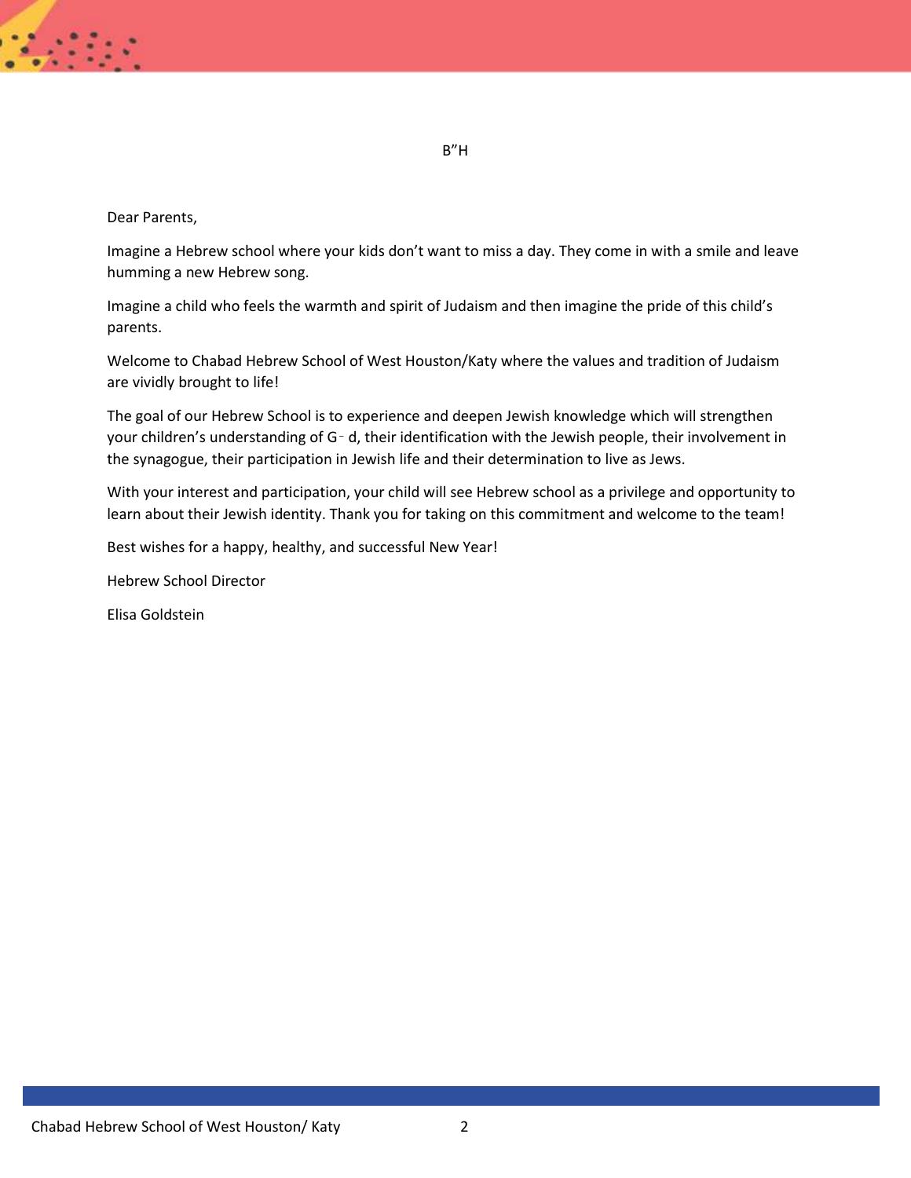B"H

Dear Parents,

Imagine a Hebrew school where your kids don't want to miss a day. They come in with a smile and leave humming a new Hebrew song.

Imagine a child who feels the warmth and spirit of Judaism and then imagine the pride of this child's parents.

Welcome to Chabad Hebrew School of West Houston/Katy where the values and tradition of Judaism are vividly brought to life!

The goal of our Hebrew School is to experience and deepen Jewish knowledge which will strengthen your children's understanding of G‑d, their identification with the Jewish people, their involvement in the synagogue, their participation in Jewish life and their determination to live as Jews.

With your interest and participation, your child will see Hebrew school as a privilege and opportunity to learn about their Jewish identity. Thank you for taking on this commitment and welcome to the team!

Best wishes for a happy, healthy, and successful New Year!

Hebrew School Director

Elisa Goldstein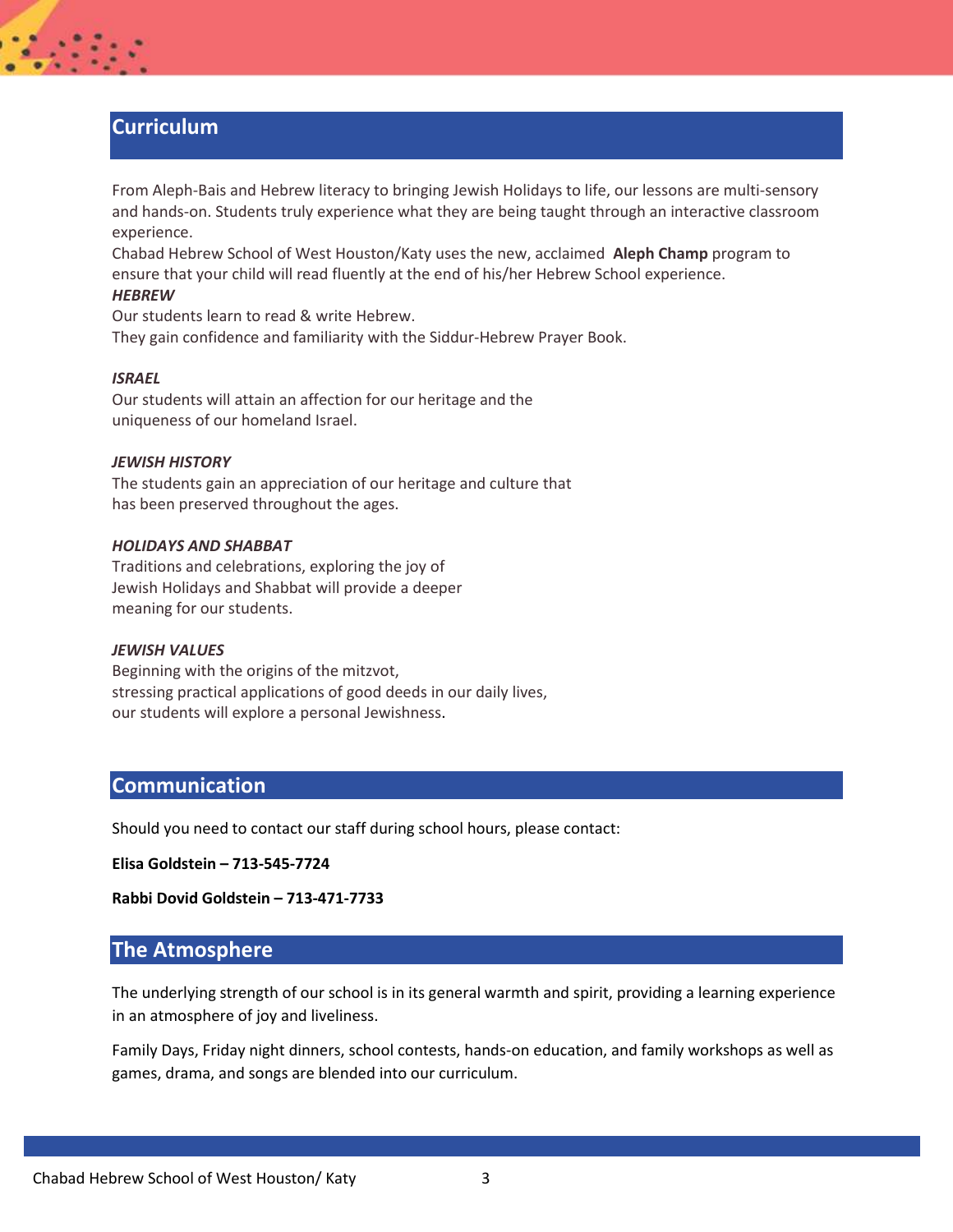## Curriculum

From Aleph-Bais and Hebrew literacy to bringing Jewish Holidays to life, our lessons are multi-sensory and hands-on. Students truly experience what they are being taught through an interactive classroom experience.
Chabad Hebrew School of West Houston/Katy uses the new, acclaimed **Aleph Champ** program to ensure that your child will read fluently at the end of his/her Hebrew School experience.

***HEBREW***
Our students learn to read & write Hebrew.
They gain confidence and familiarity with the Siddur-Hebrew Prayer Book.

***ISRAEL***
Our students will attain an affection for our heritage and the uniqueness of our homeland Israel.

***JEWISH HISTORY***
The students gain an appreciation of our heritage and culture that has been preserved throughout the ages.

***HOLIDAYS AND SHABBAT***
Traditions and celebrations, exploring the joy of Jewish Holidays and Shabbat will provide a deeper meaning for our students.

***JEWISH VALUES***
Beginning with the origins of the mitzvot,
stressing practical applications of good deeds in our daily lives,
our students will explore a personal Jewishness.

## Communication

Should you need to contact our staff during school hours, please contact:

**Elisa Goldstein – 713-545-7724**

**Rabbi Dovid Goldstein – 713-471-7733**

## The Atmosphere

The underlying strength of our school is in its general warmth and spirit, providing a learning experience in an atmosphere of joy and liveliness.

Family Days, Friday night dinners, school contests, hands-on education, and family workshops as well as games, drama, and songs are blended into our curriculum.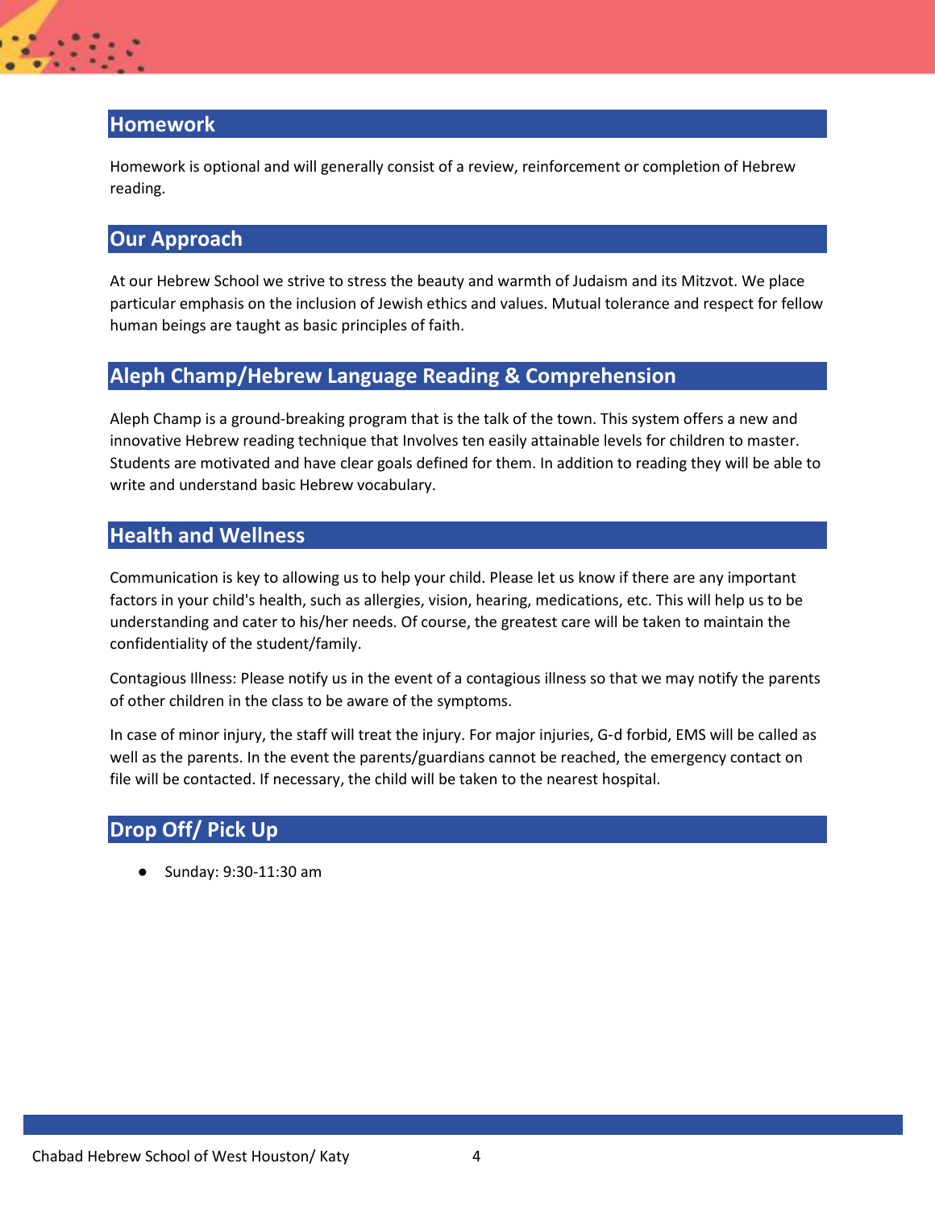## Homework

Homework is optional and will generally consist of a review, reinforcement or completion of Hebrew reading.

## Our Approach

At our Hebrew School we strive to stress the beauty and warmth of Judaism and its Mitzvot. We place particular emphasis on the inclusion of Jewish ethics and values. Mutual tolerance and respect for fellow human beings are taught as basic principles of faith.

## Aleph Champ/Hebrew Language Reading & Comprehension

Aleph Champ is a ground-breaking program that is the talk of the town. This system offers a new and innovative Hebrew reading technique that Involves ten easily attainable levels for children to master. Students are motivated and have clear goals defined for them. In addition to reading they will be able to write and understand basic Hebrew vocabulary.

## Health and Wellness

Communication is key to allowing us to help your child. Please let us know if there are any important factors in your child's health, such as allergies, vision, hearing, medications, etc. This will help us to be understanding and cater to his/her needs. Of course, the greatest care will be taken to maintain the confidentiality of the student/family.

Contagious Illness: Please notify us in the event of a contagious illness so that we may notify the parents of other children in the class to be aware of the symptoms.

In case of minor injury, the staff will treat the injury. For major injuries, G-d forbid, EMS will be called as well as the parents. In the event the parents/guardians cannot be reached, the emergency contact on file will be contacted. If necessary, the child will be taken to the nearest hospital.

## Drop Off/ Pick Up

- Sunday: 9:30-11:30 am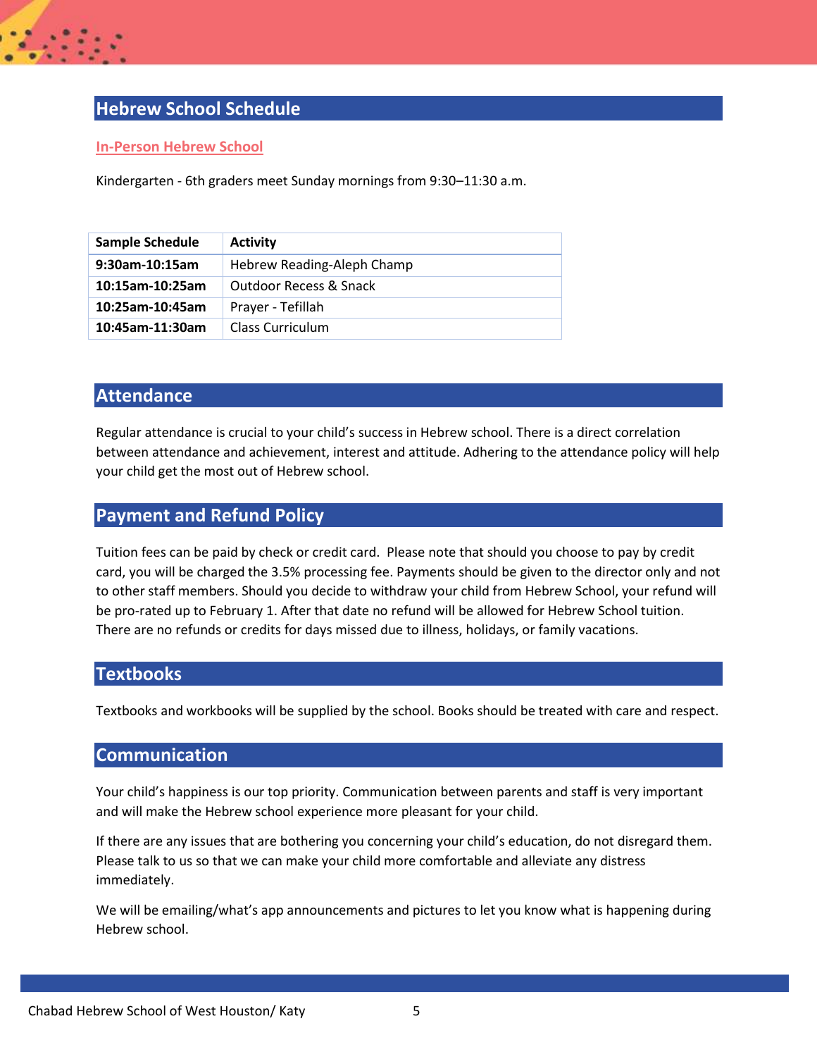## Hebrew School Schedule

### In-Person Hebrew School

Kindergarten - 6th graders meet Sunday mornings from 9:30–11:30 a.m.

| Sample Schedule | Activity |
|---|---|
| **9:30am-10:15am** | Hebrew Reading-Aleph Champ |
| **10:15am-10:25am** | Outdoor Recess & Snack |
| **10:25am-10:45am** | Prayer - Tefillah |
| **10:45am-11:30am** | Class Curriculum |

## Attendance

Regular attendance is crucial to your child's success in Hebrew school. There is a direct correlation between attendance and achievement, interest and attitude. Adhering to the attendance policy will help your child get the most out of Hebrew school.

## Payment and Refund Policy

Tuition fees can be paid by check or credit card. Please note that should you choose to pay by credit card, you will be charged the 3.5% processing fee. Payments should be given to the director only and not to other staff members. Should you decide to withdraw your child from Hebrew School, your refund will be pro-rated up to February 1. After that date no refund will be allowed for Hebrew School tuition. There are no refunds or credits for days missed due to illness, holidays, or family vacations.

## Textbooks

Textbooks and workbooks will be supplied by the school. Books should be treated with care and respect.

## Communication

Your child's happiness is our top priority. Communication between parents and staff is very important and will make the Hebrew school experience more pleasant for your child.

If there are any issues that are bothering you concerning your child's education, do not disregard them. Please talk to us so that we can make your child more comfortable and alleviate any distress immediately.

We will be emailing/what's app announcements and pictures to let you know what is happening during Hebrew school.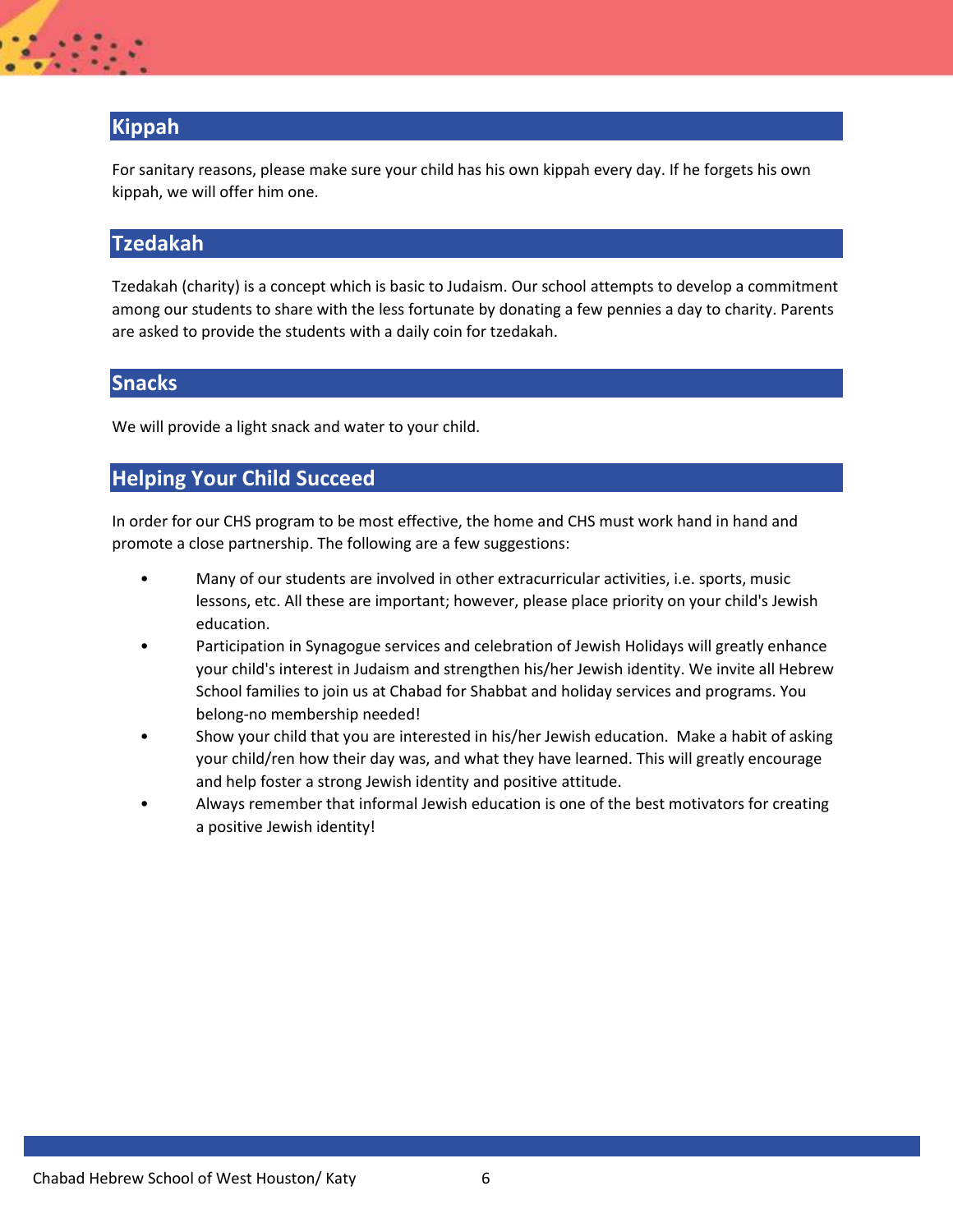## Kippah

For sanitary reasons, please make sure your child has his own kippah every day. If he forgets his own kippah, we will offer him one.

## Tzedakah

Tzedakah (charity) is a concept which is basic to Judaism. Our school attempts to develop a commitment among our students to share with the less fortunate by donating a few pennies a day to charity. Parents are asked to provide the students with a daily coin for tzedakah.

## Snacks

We will provide a light snack and water to your child.

## Helping Your Child Succeed

In order for our CHS program to be most effective, the home and CHS must work hand in hand and promote a close partnership. The following are a few suggestions:

- Many of our students are involved in other extracurricular activities, i.e. sports, music lessons, etc. All these are important; however, please place priority on your child's Jewish education.
- Participation in Synagogue services and celebration of Jewish Holidays will greatly enhance your child's interest in Judaism and strengthen his/her Jewish identity. We invite all Hebrew School families to join us at Chabad for Shabbat and holiday services and programs. You belong-no membership needed!
- Show your child that you are interested in his/her Jewish education. Make a habit of asking your child/ren how their day was, and what they have learned. This will greatly encourage and help foster a strong Jewish identity and positive attitude.
- Always remember that informal Jewish education is one of the best motivators for creating a positive Jewish identity!